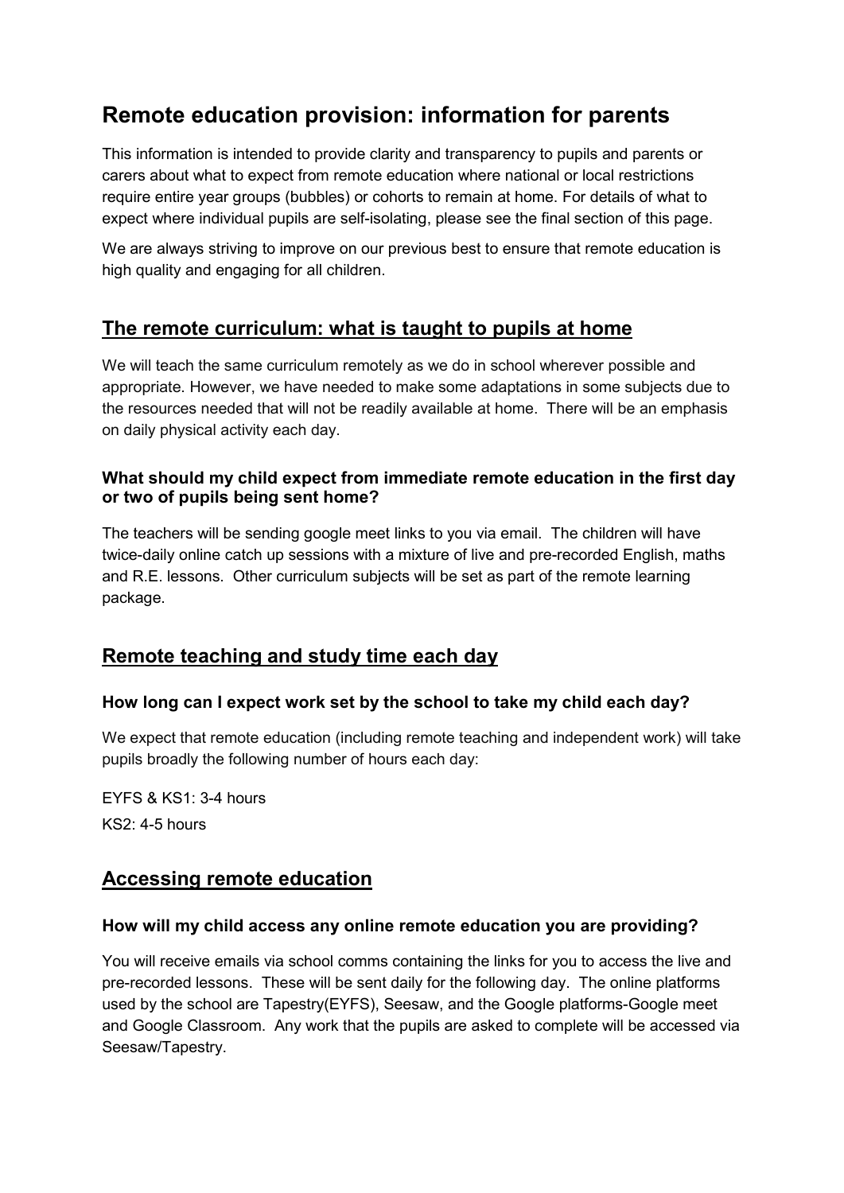# Remote education provision: information for parents

This information is intended to provide clarity and transparency to pupils and parents or carers about what to expect from remote education where national or local restrictions require entire year groups (bubbles) or cohorts to remain at home. For details of what to expect where individual pupils are self-isolating, please see the final section of this page.

We are always striving to improve on our previous best to ensure that remote education is high quality and engaging for all children.

## The remote curriculum: what is taught to pupils at home

We will teach the same curriculum remotely as we do in school wherever possible and appropriate. However, we have needed to make some adaptations in some subjects due to the resources needed that will not be readily available at home. There will be an emphasis on daily physical activity each day.

### What should my child expect from immediate remote education in the first day or two of pupils being sent home?

The teachers will be sending google meet links to you via email. The children will have twice-daily online catch up sessions with a mixture of live and pre-recorded English, maths and R.E. lessons. Other curriculum subjects will be set as part of the remote learning package.

## Remote teaching and study time each day

### How long can I expect work set by the school to take my child each day?

We expect that remote education (including remote teaching and independent work) will take pupils broadly the following number of hours each day:

EYFS & KS1: 3-4 hours

KS2: 4-5 hours

## Accessing remote education

### How will my child access any online remote education you are providing?

You will receive emails via school comms containing the links for you to access the live and pre-recorded lessons. These will be sent daily for the following day. The online platforms used by the school are Tapestry(EYFS), Seesaw, and the Google platforms-Google meet and Google Classroom. Any work that the pupils are asked to complete will be accessed via Seesaw/Tapestry.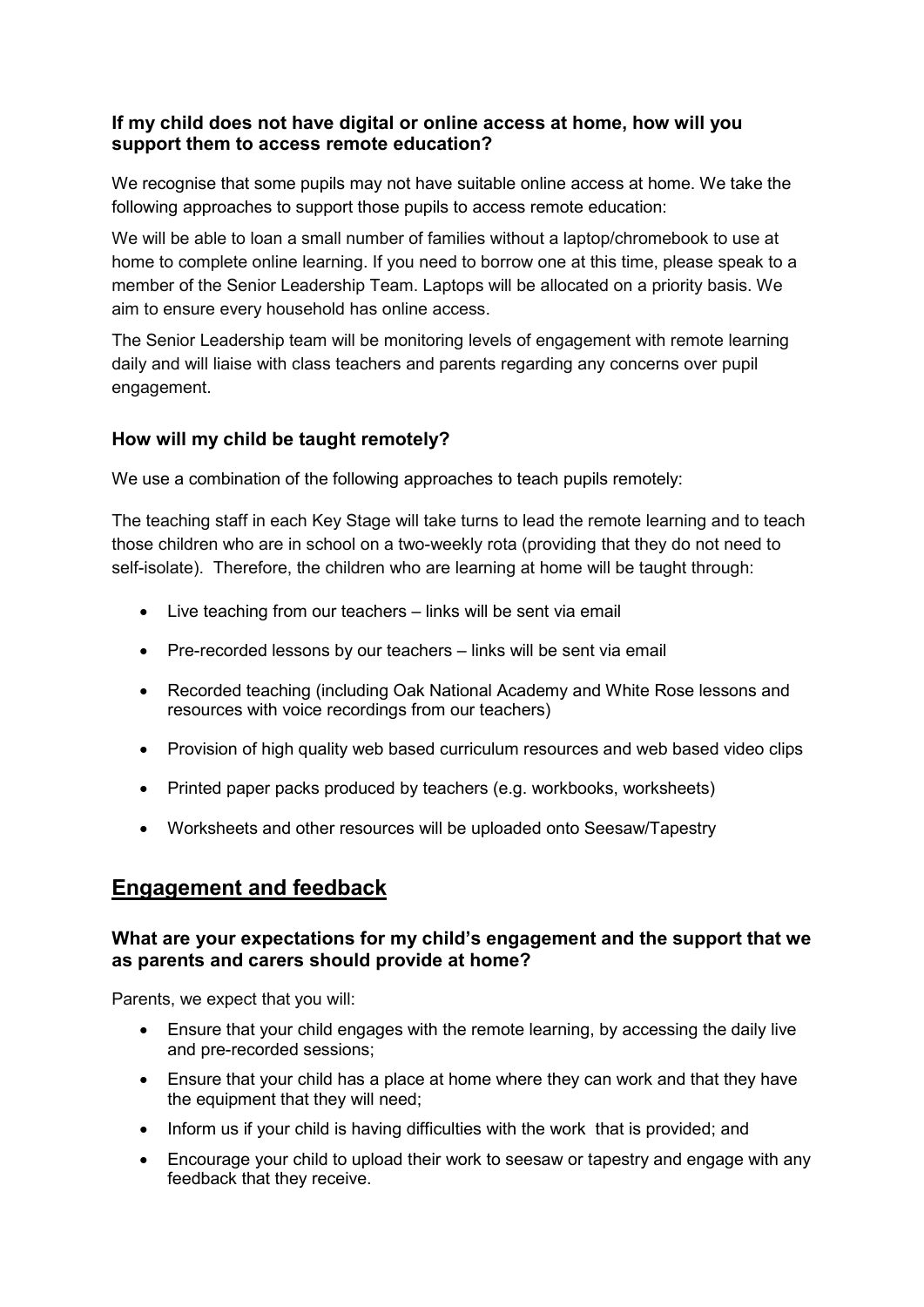### If my child does not have digital or online access at home, how will you support them to access remote education?

We recognise that some pupils may not have suitable online access at home. We take the following approaches to support those pupils to access remote education:

We will be able to loan a small number of families without a laptop/chromebook to use at home to complete online learning. If you need to borrow one at this time, please speak to a member of the Senior Leadership Team. Laptops will be allocated on a priority basis. We aim to ensure every household has online access.

The Senior Leadership team will be monitoring levels of engagement with remote learning daily and will liaise with class teachers and parents regarding any concerns over pupil engagement.

### How will my child be taught remotely?

We use a combination of the following approaches to teach pupils remotely:

The teaching staff in each Key Stage will take turns to lead the remote learning and to teach those children who are in school on a two-weekly rota (providing that they do not need to self-isolate). Therefore, the children who are learning at home will be taught through:

- Live teaching from our teachers – links will be sent via email
- Pre-recorded lessons by our teachers – links will be sent via email
- Recorded teaching (including Oak National Academy and White Rose lessons and resources with voice recordings from our teachers)
- Provision of high quality web based curriculum resources and web based video clips
- Printed paper packs produced by teachers (e.g. workbooks, worksheets)
- Worksheets and other resources will be uploaded onto Seesaw/Tapestry

## Engagement and feedback

### What are your expectations for my child's engagement and the support that we as parents and carers should provide at home?

Parents, we expect that you will:

- Ensure that your child engages with the remote learning, by accessing the daily live and pre-recorded sessions;
- Ensure that your child has a place at home where they can work and that they have the equipment that they will need;
- Inform us if your child is having difficulties with the work that is provided; and
- Encourage your child to upload their work to seesaw or tapestry and engage with any feedback that they receive.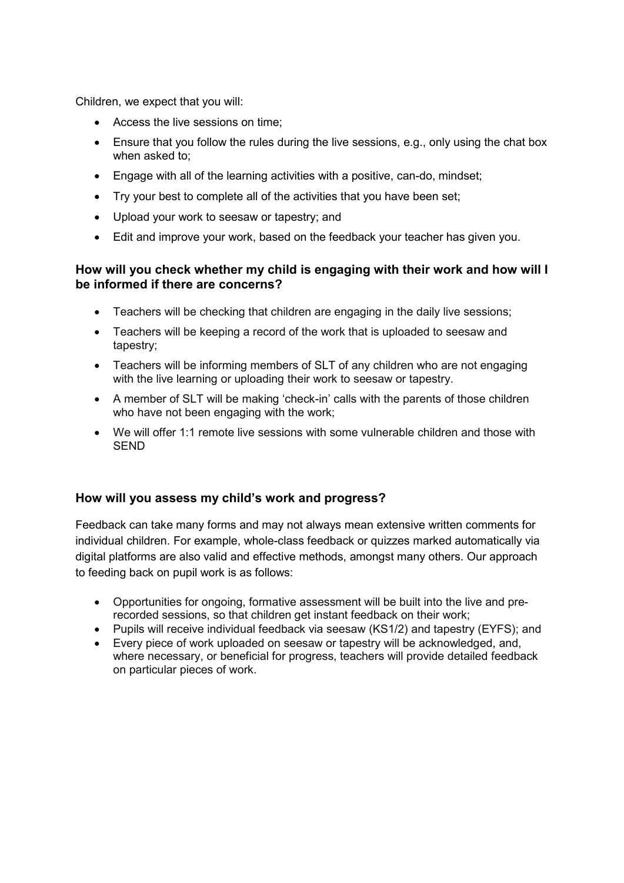Children, we expect that you will:

- Access the live sessions on time;
- Ensure that you follow the rules during the live sessions, e.g., only using the chat box when asked to;
- Engage with all of the learning activities with a positive, can-do, mindset;
- Try your best to complete all of the activities that you have been set;
- Upload your work to seesaw or tapestry; and
- Edit and improve your work, based on the feedback your teacher has given you.

### How will you check whether my child is engaging with their work and how will I be informed if there are concerns?

- Teachers will be checking that children are engaging in the daily live sessions;
- Teachers will be keeping a record of the work that is uploaded to seesaw and tapestry;
- Teachers will be informing members of SLT of any children who are not engaging with the live learning or uploading their work to seesaw or tapestry.
- A member of SLT will be making 'check-in' calls with the parents of those children who have not been engaging with the work;
- We will offer 1:1 remote live sessions with some vulnerable children and those with SEND

### How will you assess my child's work and progress?

Feedback can take many forms and may not always mean extensive written comments for individual children. For example, whole-class feedback or quizzes marked automatically via digital platforms are also valid and effective methods, amongst many others. Our approach to feeding back on pupil work is as follows:

- Opportunities for ongoing, formative assessment will be built into the live and pre-recorded sessions, so that children get instant feedback on their work;
- Pupils will receive individual feedback via seesaw (KS1/2) and tapestry (EYFS); and
- Every piece of work uploaded on seesaw or tapestry will be acknowledged, and, where necessary, or beneficial for progress, teachers will provide detailed feedback on particular pieces of work.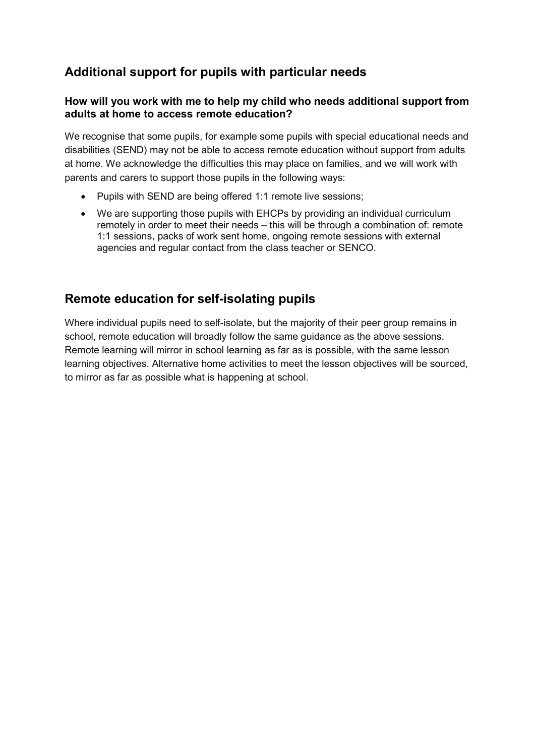## Additional support for pupils with particular needs

### How will you work with me to help my child who needs additional support from adults at home to access remote education?

We recognise that some pupils, for example some pupils with special educational needs and disabilities (SEND) may not be able to access remote education without support from adults at home. We acknowledge the difficulties this may place on families, and we will work with parents and carers to support those pupils in the following ways:

- Pupils with SEND are being offered 1:1 remote live sessions;
- We are supporting those pupils with EHCPs by providing an individual curriculum remotely in order to meet their needs – this will be through a combination of: remote 1:1 sessions, packs of work sent home, ongoing remote sessions with external agencies and regular contact from the class teacher or SENCO.

## Remote education for self-isolating pupils

Where individual pupils need to self-isolate, but the majority of their peer group remains in school, remote education will broadly follow the same guidance as the above sessions. Remote learning will mirror in school learning as far as is possible, with the same lesson learning objectives. Alternative home activities to meet the lesson objectives will be sourced, to mirror as far as possible what is happening at school.